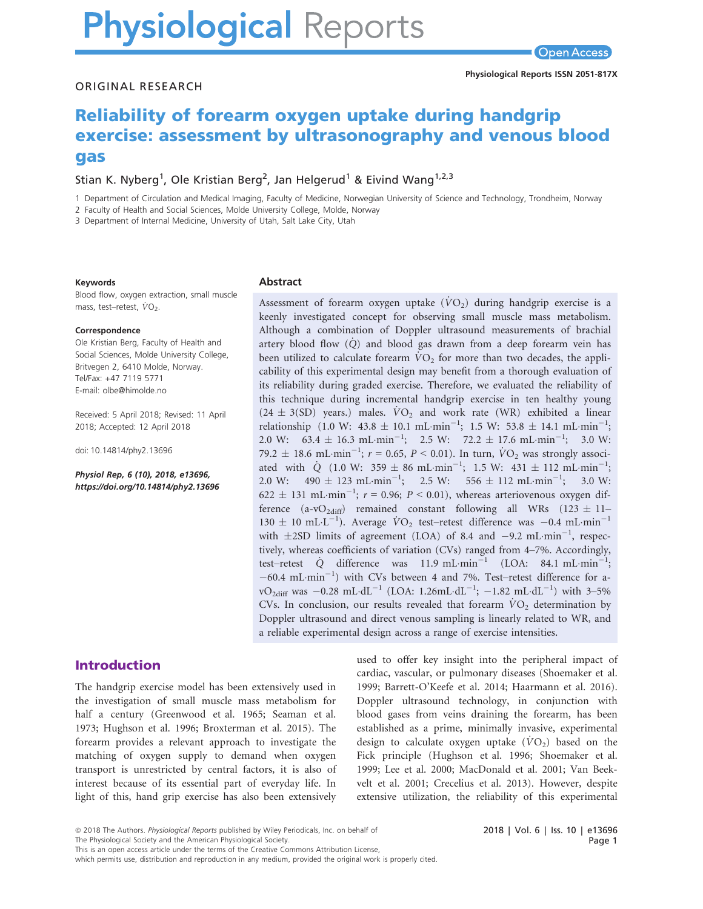ORIGINAL RESEARCH

# Reliability of forearm oxygen uptake during handgrip exercise: assessment by ultrasonography and venous blood gas

Stian K. Nyberg[1], Ole Kristian Berg[2], Jan Helgerud[1] & Eivind Wang[1,2,3]

1 Department of Circulation and Medical Imaging, Faculty of Medicine, Norwegian University of Science and Technology, Trondheim, Norway

2 Faculty of Health and Social Sciences, Molde University College, Molde, Norway

3 Department of Internal Medicine, University of Utah, Salt Lake City, Utah

**Keywords**

Blood flow, oxygen extraction, small muscle mass, test–retest, $\dot{V}O_2$.

**Correspondence**

Ole Kristian Berg, Faculty of Health and Social Sciences, Molde University College, Britvegen 2, 6410 Molde, Norway.
Tel/Fax: +47 7119 5771
E-mail: olbe@himolde.no

Received: 5 April 2018; Revised: 11 April 2018; Accepted: 12 April 2018

doi: 10.14814/phy2.13696

*Physiol Rep, 6 (10), 2018, e13696, https://doi.org/10.14814/phy2.13696*

## Abstract

Assessment of forearm oxygen uptake ($\dot{V}O_2$) during handgrip exercise is a keenly investigated concept for observing small muscle mass metabolism. Although a combination of Doppler ultrasound measurements of brachial artery blood flow ($\dot{Q}$) and blood gas drawn from a deep forearm vein has been utilized to calculate forearm $\dot{V}O_2$ for more than two decades, the applicability of this experimental design may benefit from a thorough evaluation of its reliability during graded exercise. Therefore, we evaluated the reliability of this technique during incremental handgrip exercise in ten healthy young (24 ± 3(SD) years.) males. $\dot{V}O_2$ and work rate (WR) exhibited a linear relationship (1.0 W: 43.8 ± 10.1 mL·min$^{-1}$; 1.5 W: 53.8 ± 14.1 mL·min$^{-1}$; 2.0 W: 63.4 ± 16.3 mL·min$^{-1}$; 2.5 W: 72.2 ± 17.6 mL·min$^{-1}$; 3.0 W: 79.2 ± 18.6 mL·min$^{-1}$; $r = 0.65$, $P < 0.01$). In turn, $\dot{V}O_2$ was strongly associated with $\dot{Q}$ (1.0 W: 359 ± 86 mL·min$^{-1}$; 1.5 W: 431 ± 112 mL·min$^{-1}$; 2.0 W: 490 ± 123 mL·min$^{-1}$; 2.5 W: 556 ± 112 mL·min$^{-1}$; 3.0 W: 622 ± 131 mL·min$^{-1}$; $r = 0.96$; $P < 0.01$), whereas arteriovenous oxygen difference (a-v$O_{2diff}$) remained constant following all WRs (123 ± 11–130 ± 10 mL·L$^{-1}$). Average $\dot{V}O_2$ test–retest difference was −0.4 mL·min$^{-1}$ with ±2SD limits of agreement (LOA) of 8.4 and −9.2 mL·min$^{-1}$, respectively, whereas coefficients of variation (CVs) ranged from 4–7%. Accordingly, test–retest $\dot{Q}$ difference was 11.9 mL·min$^{-1}$ (LOA: 84.1 mL·min$^{-1}$; −60.4 mL·min$^{-1}$) with CVs between 4 and 7%. Test–retest difference for a-v$O_{2diff}$ was −0.28 mL·dL$^{-1}$ (LOA: 1.26mL·dL$^{-1}$; −1.82 mL·dL$^{-1}$) with 3–5% CVs. In conclusion, our results revealed that forearm $\dot{V}O_2$ determination by Doppler ultrasound and direct venous sampling is linearly related to WR, and a reliable experimental design across a range of exercise intensities.

## Introduction

The handgrip exercise model has been extensively used in the investigation of small muscle mass metabolism for half a century (Greenwood et al. 1965; Seaman et al. 1973; Hughson et al. 1996; Broxterman et al. 2015). The forearm provides a relevant approach to investigate the matching of oxygen supply to demand when oxygen transport is unrestricted by central factors, it is also of interest because of its essential part of everyday life. In light of this, hand grip exercise has also been extensively used to offer key insight into the peripheral impact of cardiac, vascular, or pulmonary diseases (Shoemaker et al. 1999; Barrett-O'Keefe et al. 2014; Haarmann et al. 2016). Doppler ultrasound technology, in conjunction with blood gases from veins draining the forearm, has been established as a prime, minimally invasive, experimental design to calculate oxygen uptake ($\dot{V}O_2$) based on the Fick principle (Hughson et al. 1996; Shoemaker et al. 1999; Lee et al. 2000; MacDonald et al. 2001; Van Beekvelt et al. 2001; Crecelius et al. 2013). However, despite extensive utilization, the reliability of this experimental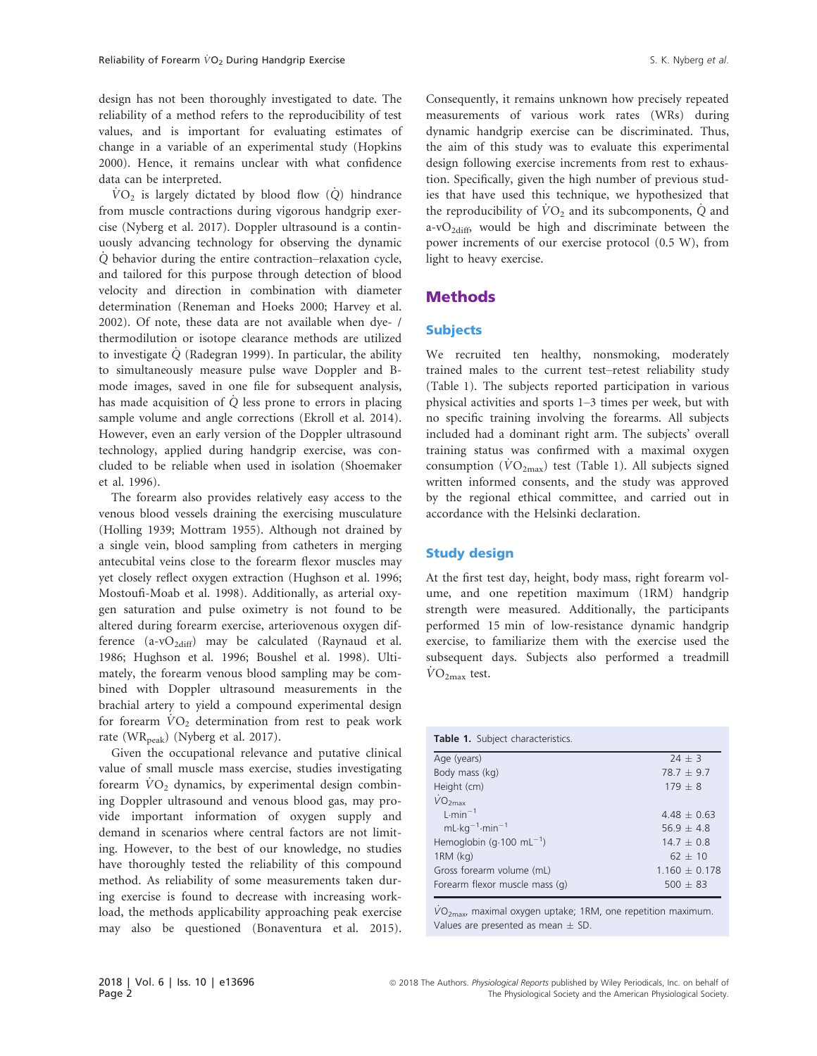design has not been thoroughly investigated to date. The reliability of a method refers to the reproducibility of test values, and is important for evaluating estimates of change in a variable of an experimental study (Hopkins 2000). Hence, it remains unclear with what confidence data can be interpreted.

$\dot{V}O_2$ is largely dictated by blood flow ($\dot{Q}$) hindrance from muscle contractions during vigorous handgrip exercise (Nyberg et al. 2017). Doppler ultrasound is a continuously advancing technology for observing the dynamic $\dot{Q}$ behavior during the entire contraction–relaxation cycle, and tailored for this purpose through detection of blood velocity and direction in combination with diameter determination (Reneman and Hoeks 2000; Harvey et al. 2002). Of note, these data are not available when dye- / thermodilution or isotope clearance methods are utilized to investigate $\dot{Q}$ (Radegran 1999). In particular, the ability to simultaneously measure pulse wave Doppler and B-mode images, saved in one file for subsequent analysis, has made acquisition of $\dot{Q}$ less prone to errors in placing sample volume and angle corrections (Ekroll et al. 2014). However, even an early version of the Doppler ultrasound technology, applied during handgrip exercise, was concluded to be reliable when used in isolation (Shoemaker et al. 1996).

The forearm also provides relatively easy access to the venous blood vessels draining the exercising musculature (Holling 1939; Mottram 1955). Although not drained by a single vein, blood sampling from catheters in merging antecubital veins close to the forearm flexor muscles may yet closely reflect oxygen extraction (Hughson et al. 1996; Mostoufi-Moab et al. 1998). Additionally, as arterial oxygen saturation and pulse oximetry is not found to be altered during forearm exercise, arteriovenous oxygen difference (a-$vO_{2diff}$) may be calculated (Raynaud et al. 1986; Hughson et al. 1996; Boushel et al. 1998). Ultimately, the forearm venous blood sampling may be combined with Doppler ultrasound measurements in the brachial artery to yield a compound experimental design for forearm $\dot{V}O_2$ determination from rest to peak work rate ($WR_{peak}$) (Nyberg et al. 2017).

Given the occupational relevance and putative clinical value of small muscle mass exercise, studies investigating forearm $\dot{V}O_2$ dynamics, by experimental design combining Doppler ultrasound and venous blood gas, may provide important information of oxygen supply and demand in scenarios where central factors are not limiting. However, to the best of our knowledge, no studies have thoroughly tested the reliability of this compound method. As reliability of some measurements taken during exercise is found to decrease with increasing workload, the methods applicability approaching peak exercise may also be questioned (Bonaventura et al. 2015). Consequently, it remains unknown how precisely repeated measurements of various work rates (WRs) during dynamic handgrip exercise can be discriminated. Thus, the aim of this study was to evaluate this experimental design following exercise increments from rest to exhaustion. Specifically, given the high number of previous studies that have used this technique, we hypothesized that the reproducibility of $\dot{V}O_2$ and its subcomponents, $\dot{Q}$ and a-$vO_{2diff}$, would be high and discriminate between the power increments of our exercise protocol (0.5 W), from light to heavy exercise.

## Methods

### Subjects

We recruited ten healthy, nonsmoking, moderately trained males to the current test–retest reliability study (Table 1). The subjects reported participation in various physical activities and sports 1–3 times per week, but with no specific training involving the forearms. All subjects included had a dominant right arm. The subjects' overall training status was confirmed with a maximal oxygen consumption ($\dot{V}O_{2max}$) test (Table 1). All subjects signed written informed consents, and the study was approved by the regional ethical committee, and carried out in accordance with the Helsinki declaration.

### Study design

At the first test day, height, body mass, right forearm volume, and one repetition maximum (1RM) handgrip strength were measured. Additionally, the participants performed 15 min of low-resistance dynamic handgrip exercise, to familiarize them with the exercise used the subsequent days. Subjects also performed a treadmill $\dot{V}O_{2max}$ test.

**Table 1.** Subject characteristics.

| | |
|---|---|
| Age (years) | 24 ± 3 |
| Body mass (kg) | 78.7 ± 9.7 |
| Height (cm) | 179 ± 8 |
| $\dot{V}O_{2max}$ | |
| $L \cdot min^{-1}$ | 4.48 ± 0.63 |
| $mL \cdot kg^{-1} \cdot min^{-1}$ | 56.9 ± 4.8 |
| Hemoglobin ($g \cdot 100\ mL^{-1}$) | 14.7 ± 0.8 |
| 1RM (kg) | 62 ± 10 |
| Gross forearm volume (mL) | 1.160 ± 0.178 |
| Forearm flexor muscle mass (g) | 500 ± 83 |

$\dot{V}O_{2max}$, maximal oxygen uptake; 1RM, one repetition maximum. Values are presented as mean ± SD.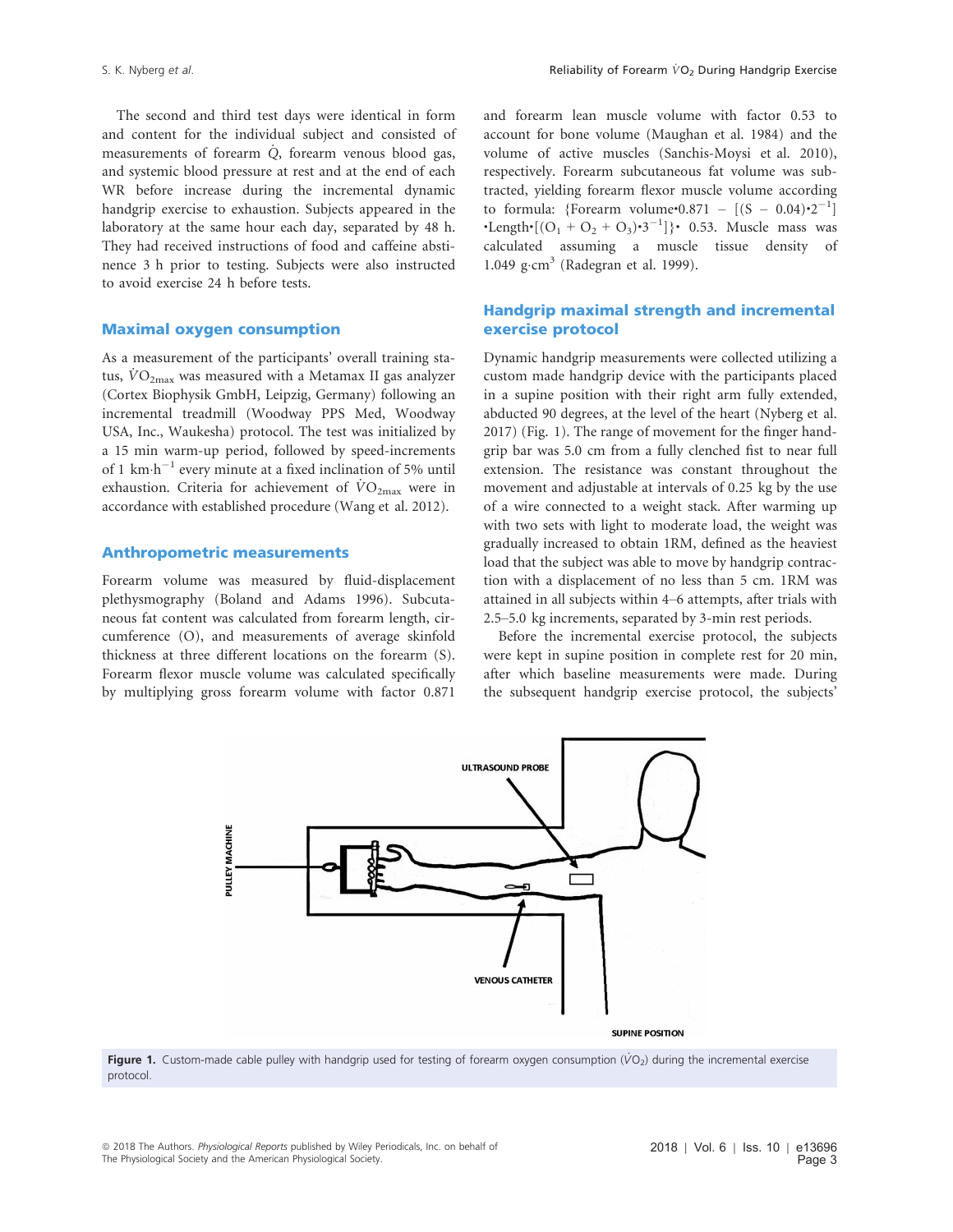The second and third test days were identical in form and content for the individual subject and consisted of measurements of forearm $\dot{Q}$, forearm venous blood gas, and systemic blood pressure at rest and at the end of each WR before increase during the incremental dynamic handgrip exercise to exhaustion. Subjects appeared in the laboratory at the same hour each day, separated by 48 h. They had received instructions of food and caffeine abstinence 3 h prior to testing. Subjects were also instructed to avoid exercise 24 h before tests.

## Maximal oxygen consumption

As a measurement of the participants' overall training status, $\dot{V}O_{2max}$ was measured with a Metamax II gas analyzer (Cortex Biophysik GmbH, Leipzig, Germany) following an incremental treadmill (Woodway PPS Med, Woodway USA, Inc., Waukesha) protocol. The test was initialized by a 15 min warm-up period, followed by speed-increments of 1 km·h$^{-1}$ every minute at a fixed inclination of 5% until exhaustion. Criteria for achievement of $\dot{V}O_{2max}$ were in accordance with established procedure (Wang et al. 2012).

## Anthropometric measurements

Forearm volume was measured by fluid-displacement plethysmography (Boland and Adams 1996). Subcutaneous fat content was calculated from forearm length, circumference (O), and measurements of average skinfold thickness at three different locations on the forearm (S). Forearm flexor muscle volume was calculated specifically by multiplying gross forearm volume with factor 0.871 and forearm lean muscle volume with factor 0.53 to account for bone volume (Maughan et al. 1984) and the volume of active muscles (Sanchis-Moysi et al. 2010), respectively. Forearm subcutaneous fat volume was subtracted, yielding forearm flexor muscle volume according to formula: $\{\text{Forearm volume}\cdot 0.871 - [(S - 0.04)\cdot 2^{-1}]\cdot \text{Length}\cdot [(O_1 + O_2 + O_3)\cdot 3^{-1}]\}\cdot 0.53$. Muscle mass was calculated assuming a muscle tissue density of 1.049 g·cm$^3$ (Radegran et al. 1999).

## Handgrip maximal strength and incremental exercise protocol

Dynamic handgrip measurements were collected utilizing a custom made handgrip device with the participants placed in a supine position with their right arm fully extended, abducted 90 degrees, at the level of the heart (Nyberg et al. 2017) (Fig. 1). The range of movement for the finger handgrip bar was 5.0 cm from a fully clenched fist to near full extension. The resistance was constant throughout the movement and adjustable at intervals of 0.25 kg by the use of a wire connected to a weight stack. After warming up with two sets with light to moderate load, the weight was gradually increased to obtain 1RM, defined as the heaviest load that the subject was able to move by handgrip contraction with a displacement of no less than 5 cm. 1RM was attained in all subjects within 4–6 attempts, after trials with 2.5–5.0 kg increments, separated by 3-min rest periods.

Before the incremental exercise protocol, the subjects were kept in supine position in complete rest for 20 min, after which baseline measurements were made. During the subsequent handgrip exercise protocol, the subjects'

**Figure 1.** Custom-made cable pulley with handgrip used for testing of forearm oxygen consumption ($\dot{V}O_2$) during the incremental exercise protocol.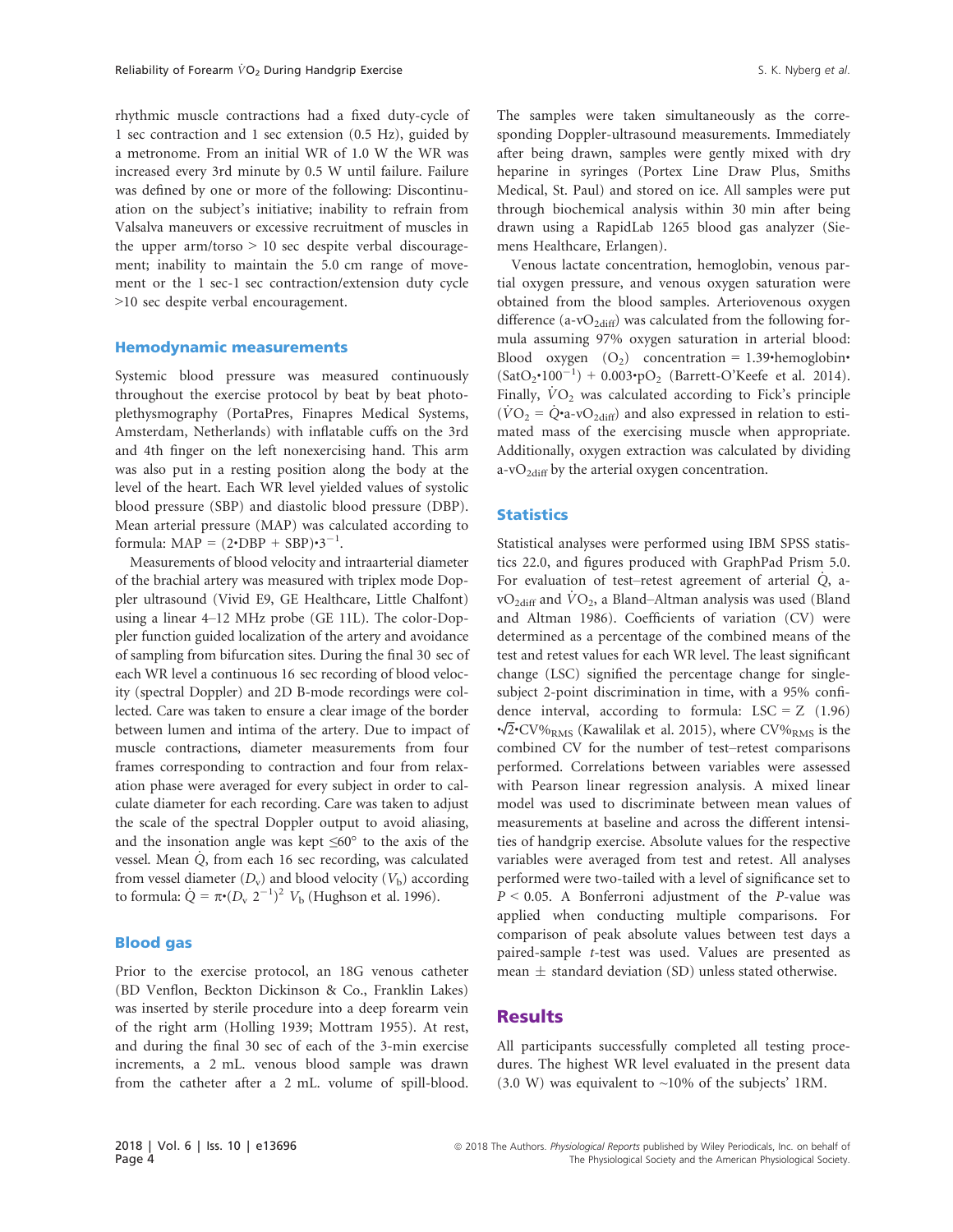rhythmic muscle contractions had a fixed duty-cycle of 1 sec contraction and 1 sec extension (0.5 Hz), guided by a metronome. From an initial WR of 1.0 W the WR was increased every 3rd minute by 0.5 W until failure. Failure was defined by one or more of the following: Discontinuation on the subject's initiative; inability to refrain from Valsalva maneuvers or excessive recruitment of muscles in the upper arm/torso > 10 sec despite verbal discouragement; inability to maintain the 5.0 cm range of movement or the 1 sec-1 sec contraction/extension duty cycle >10 sec despite verbal encouragement.

### Hemodynamic measurements

Systemic blood pressure was measured continuously throughout the exercise protocol by beat by beat photoplethysmography (PortaPres, Finapres Medical Systems, Amsterdam, Netherlands) with inflatable cuffs on the 3rd and 4th finger on the left nonexercising hand. This arm was also put in a resting position along the body at the level of the heart. Each WR level yielded values of systolic blood pressure (SBP) and diastolic blood pressure (DBP). Mean arterial pressure (MAP) was calculated according to formula: $MAP = (2 \cdot DBP + SBP) \cdot 3^{-1}$.

Measurements of blood velocity and intraarterial diameter of the brachial artery was measured with triplex mode Doppler ultrasound (Vivid E9, GE Healthcare, Little Chalfont) using a linear 4–12 MHz probe (GE 11L). The color-Doppler function guided localization of the artery and avoidance of sampling from bifurcation sites. During the final 30 sec of each WR level a continuous 16 sec recording of blood velocity (spectral Doppler) and 2D B-mode recordings were collected. Care was taken to ensure a clear image of the border between lumen and intima of the artery. Due to impact of muscle contractions, diameter measurements from four frames corresponding to contraction and four from relaxation phase were averaged for every subject in order to calculate diameter for each recording. Care was taken to adjust the scale of the spectral Doppler output to avoid aliasing, and the insonation angle was kept ≤60° to the axis of the vessel. Mean $\dot{Q}$, from each 16 sec recording, was calculated from vessel diameter ($D_v$) and blood velocity ($V_b$) according to formula: $\dot{Q} = \pi \cdot (D_v\ 2^{-1})^2\ V_b$ (Hughson et al. 1996).

### Blood gas

Prior to the exercise protocol, an 18G venous catheter (BD Venflon, Beckton Dickinson & Co., Franklin Lakes) was inserted by sterile procedure into a deep forearm vein of the right arm (Holling 1939; Mottram 1955). At rest, and during the final 30 sec of each of the 3-min exercise increments, a 2 mL. venous blood sample was drawn from the catheter after a 2 mL. volume of spill-blood. The samples were taken simultaneously as the corresponding Doppler-ultrasound measurements. Immediately after being drawn, samples were gently mixed with dry heparine in syringes (Portex Line Draw Plus, Smiths Medical, St. Paul) and stored on ice. All samples were put through biochemical analysis within 30 min after being drawn using a RapidLab 1265 blood gas analyzer (Siemens Healthcare, Erlangen).

Venous lactate concentration, hemoglobin, venous partial oxygen pressure, and venous oxygen saturation were obtained from the blood samples. Arteriovenous oxygen difference ($a\text{-}vO_{2diff}$) was calculated from the following formula assuming 97% oxygen saturation in arterial blood: Blood oxygen ($O_2$) concentration $= 1.39 \cdot \text{hemoglobin} \cdot (SatO_2 \cdot 100^{-1}) + 0.003 \cdot pO_2$ (Barrett-O'Keefe et al. 2014). Finally, $\dot{V}O_2$ was calculated according to Fick's principle ($\dot{V}O_2 = \dot{Q} \cdot a\text{-}vO_{2diff}$) and also expressed in relation to estimated mass of the exercising muscle when appropriate. Additionally, oxygen extraction was calculated by dividing $a\text{-}vO_{2diff}$ by the arterial oxygen concentration.

### Statistics

Statistical analyses were performed using IBM SPSS statistics 22.0, and figures produced with GraphPad Prism 5.0. For evaluation of test–retest agreement of arterial $\dot{Q}$, $a\text{-}vO_{2diff}$ and $\dot{V}O_2$, a Bland–Altman analysis was used (Bland and Altman 1986). Coefficients of variation (CV) were determined as a percentage of the combined means of the test and retest values for each WR level. The least significant change (LSC) signified the percentage change for single-subject 2-point discrimination in time, with a 95% confidence interval, according to formula: $LSC = Z\ (1.96) \cdot \sqrt{2} \cdot CV\%_{RMS}$ (Kawalilak et al. 2015), where $CV\%_{RMS}$ is the combined CV for the number of test–retest comparisons performed. Correlations between variables were assessed with Pearson linear regression analysis. A mixed linear model was used to discriminate between mean values of measurements at baseline and across the different intensities of handgrip exercise. Absolute values for the respective variables were averaged from test and retest. All analyses performed were two-tailed with a level of significance set to $P < 0.05$. A Bonferroni adjustment of the $P$-value was applied when conducting multiple comparisons. For comparison of peak absolute values between test days a paired-sample $t$-test was used. Values are presented as mean ± standard deviation (SD) unless stated otherwise.

## Results

All participants successfully completed all testing procedures. The highest WR level evaluated in the present data (3.0 W) was equivalent to ~10% of the subjects' 1RM.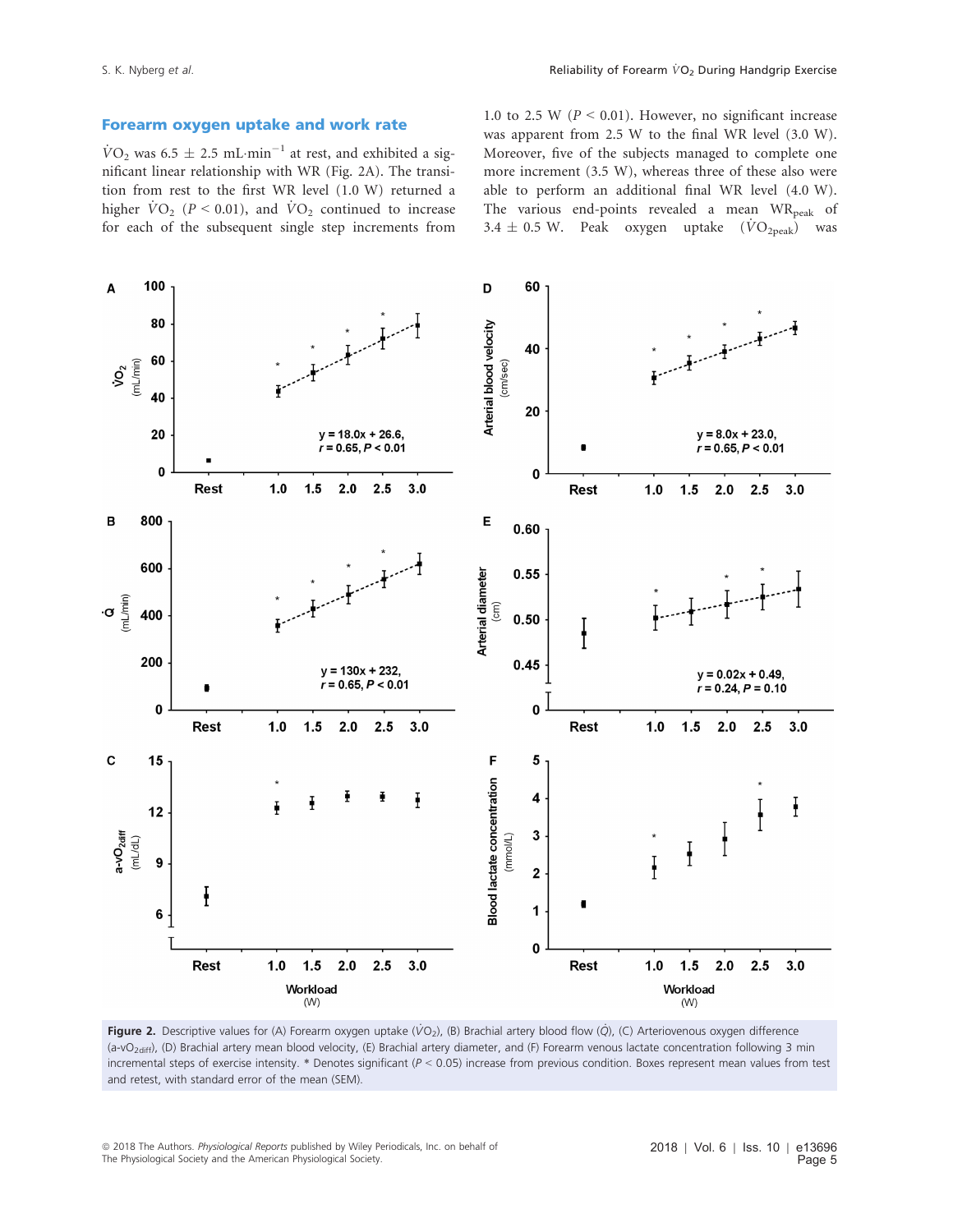## Forearm oxygen uptake and work rate

$\dot{V}O_2$ was 6.5 ± 2.5 mL·min$^{-1}$ at rest, and exhibited a significant linear relationship with WR (Fig. 2A). The transition from rest to the first WR level (1.0 W) returned a higher $\dot{V}O_2$ ($P < 0.01$), and $\dot{V}O_2$ continued to increase for each of the subsequent single step increments from 1.0 to 2.5 W ($P < 0.01$). However, no significant increase was apparent from 2.5 W to the final WR level (3.0 W). Moreover, five of the subjects managed to complete one more increment (3.5 W), whereas three of these also were able to perform an additional final WR level (4.0 W). The various end-points revealed a mean $WR_{peak}$ of 3.4 ± 0.5 W. Peak oxygen uptake ($\dot{V}O_{2peak}$) was

**Figure 2.** Descriptive values for (A) Forearm oxygen uptake ($\dot{V}O_2$), (B) Brachial artery blood flow ($\dot{Q}$), (C) Arteriovenous oxygen difference ($a\text{-}vO_{2diff}$), (D) Brachial artery mean blood velocity, (E) Brachial artery diameter, and (F) Forearm venous lactate concentration following 3 min incremental steps of exercise intensity. * Denotes significant ($P < 0.05$) increase from previous condition. Boxes represent mean values from test and retest, with standard error of the mean (SEM).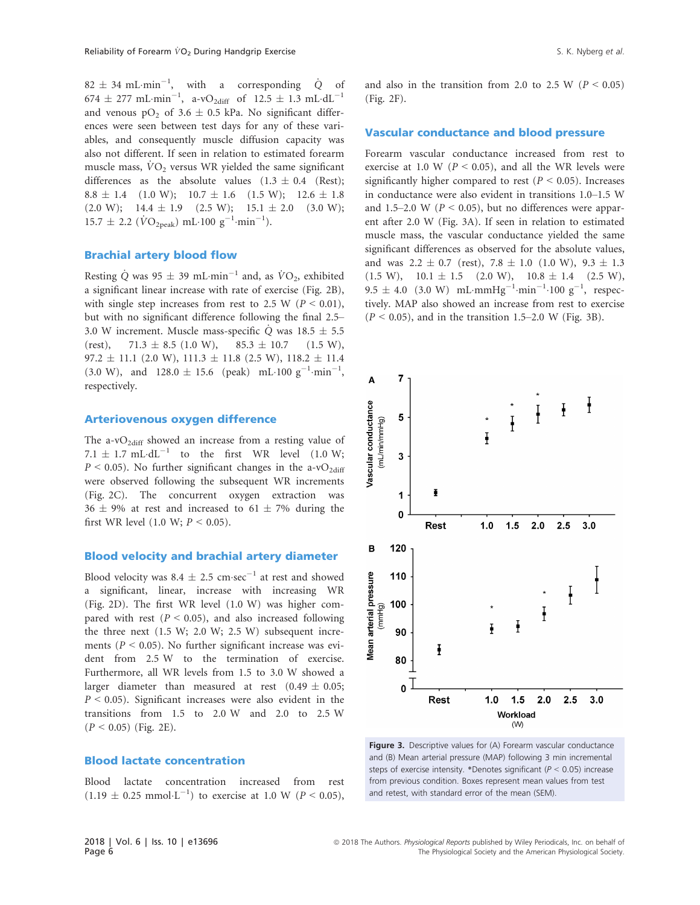82 ± 34 mL·min$^{-1}$, with a corresponding $\dot{Q}$ of 674 ± 277 mL·min$^{-1}$, a-v$O_{2diff}$ of 12.5 ± 1.3 mL·dL$^{-1}$ and venous $pO_2$ of 3.6 ± 0.5 kPa. No significant differences were seen between test days for any of these variables, and consequently muscle diffusion capacity was also not different. If seen in relation to estimated forearm muscle mass, $\dot{V}O_2$ versus WR yielded the same significant differences as the absolute values (1.3 ± 0.4 (Rest); 8.8 ± 1.4 (1.0 W); 10.7 ± 1.6 (1.5 W); 12.6 ± 1.8 (2.0 W); 14.4 ± 1.9 (2.5 W); 15.1 ± 2.0 (3.0 W); 15.7 ± 2.2 ($\dot{V}O_{2peak}$) mL·100 g$^{-1}$·min$^{-1}$).

## Brachial artery blood flow

Resting $\dot{Q}$ was 95 ± 39 mL·min$^{-1}$ and, as $\dot{V}O_2$, exhibited a significant linear increase with rate of exercise (Fig. 2B), with single step increases from rest to 2.5 W ($P < 0.01$), but with no significant difference following the final 2.5–3.0 W increment. Muscle mass-specific $\dot{Q}$ was 18.5 ± 5.5 (rest), 71.3 ± 8.5 (1.0 W), 85.3 ± 10.7 (1.5 W), 97.2 ± 11.1 (2.0 W), 111.3 ± 11.8 (2.5 W), 118.2 ± 11.4 (3.0 W), and 128.0 ± 15.6 (peak) mL·100 g$^{-1}$·min$^{-1}$, respectively.

## Arteriovenous oxygen difference

The a-v$O_{2diff}$ showed an increase from a resting value of 7.1 ± 1.7 mL·dL$^{-1}$ to the first WR level (1.0 W; $P < 0.05$). No further significant changes in the a-v$O_{2diff}$ were observed following the subsequent WR increments (Fig. 2C). The concurrent oxygen extraction was 36 ± 9% at rest and increased to 61 ± 7% during the first WR level (1.0 W; $P < 0.05$).

## Blood velocity and brachial artery diameter

Blood velocity was 8.4 ± 2.5 cm·sec$^{-1}$ at rest and showed a significant, linear, increase with increasing WR (Fig. 2D). The first WR level (1.0 W) was higher compared with rest ($P < 0.05$), and also increased following the three next (1.5 W; 2.0 W; 2.5 W) subsequent increments ($P < 0.05$). No further significant increase was evident from 2.5 W to the termination of exercise. Furthermore, all WR levels from 1.5 to 3.0 W showed a larger diameter than measured at rest (0.49 ± 0.05; $P < 0.05$). Significant increases were also evident in the transitions from 1.5 to 2.0 W and 2.0 to 2.5 W ($P < 0.05$) (Fig. 2E).

## Blood lactate concentration

Blood lactate concentration increased from rest (1.19 ± 0.25 mmol·L$^{-1}$) to exercise at 1.0 W ($P < 0.05$), and also in the transition from 2.0 to 2.5 W ($P < 0.05$) (Fig. 2F).

## Vascular conductance and blood pressure

Forearm vascular conductance increased from rest to exercise at 1.0 W ($P < 0.05$), and all the WR levels were significantly higher compared to rest ($P < 0.05$). Increases in conductance were also evident in transitions 1.0–1.5 W and 1.5–2.0 W ($P < 0.05$), but no differences were apparent after 2.0 W (Fig. 3A). If seen in relation to estimated muscle mass, the vascular conductance yielded the same significant differences as observed for the absolute values, and was 2.2 ± 0.7 (rest), 7.8 ± 1.0 (1.0 W), 9.3 ± 1.3 (1.5 W), 10.1 ± 1.5 (2.0 W), 10.8 ± 1.4 (2.5 W), 9.5 ± 4.0 (3.0 W) mL·mmHg$^{-1}$·min$^{-1}$·100 g$^{-1}$, respectively. MAP also showed an increase from rest to exercise ($P < 0.05$), and in the transition 1.5–2.0 W (Fig. 3B).

**Figure 3.** Descriptive values for (A) Forearm vascular conductance and (B) Mean arterial pressure (MAP) following 3 min incremental steps of exercise intensity. *Denotes significant ($P < 0.05$) increase from previous condition. Boxes represent mean values from test and retest, with standard error of the mean (SEM).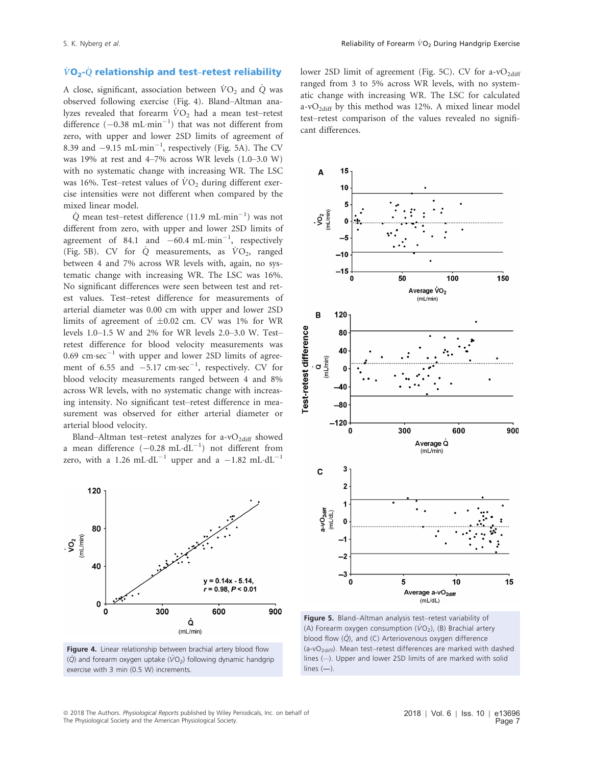## $\dot{V}O_2$-$\dot{Q}$ relationship and test–retest reliability

A close, significant, association between $\dot{V}O_2$ and $\dot{Q}$ was observed following exercise (Fig. 4). Bland–Altman analyzes revealed that forearm $\dot{V}O_2$ had a mean test–retest difference ($-0.38$ mL·min$^{-1}$) that was not different from zero, with upper and lower 2SD limits of agreement of 8.39 and $-9.15$ mL·min$^{-1}$, respectively (Fig. 5A). The CV was 19% at rest and 4–7% across WR levels (1.0–3.0 W) with no systematic change with increasing WR. The LSC was 16%. Test–retest values of $\dot{V}O_2$ during different exercise intensities were not different when compared by the mixed linear model.

$\dot{Q}$ mean test–retest difference (11.9 mL·min$^{-1}$) was not different from zero, with upper and lower 2SD limits of agreement of 84.1 and $-60.4$ mL·min$^{-1}$, respectively (Fig. 5B). CV for $\dot{Q}$ measurements, as $\dot{V}O_2$, ranged between 4 and 7% across WR levels with, again, no systematic change with increasing WR. The LSC was 16%. No significant differences were seen between test and retest values. Test–retest difference for measurements of arterial diameter was 0.00 cm with upper and lower 2SD limits of agreement of ±0.02 cm. CV was 1% for WR levels 1.0–1.5 W and 2% for WR levels 2.0–3.0 W. Test–retest difference for blood velocity measurements was 0.69 cm·sec$^{-1}$ with upper and lower 2SD limits of agreement of 6.55 and $-5.17$ cm·sec$^{-1}$, respectively. CV for blood velocity measurements ranged between 4 and 8% across WR levels, with no systematic change with increasing intensity. No significant test–retest difference in measurement was observed for either arterial diameter or arterial blood velocity.

Bland–Altman test–retest analyzes for a-v$O_{2diff}$ showed a mean difference ($-0.28$ mL·dL$^{-1}$) not different from zero, with a 1.26 mL·dL$^{-1}$ upper and a $-1.82$ mL·dL$^{-1}$ lower 2SD limit of agreement (Fig. 5C). CV for a-v$O_{2diff}$ ranged from 3 to 5% across WR levels, with no systematic change with increasing WR. The LSC for calculated a-v$O_{2diff}$ by this method was 12%. A mixed linear model test–retest comparison of the values revealed no significant differences.

**Figure 4.** Linear relationship between brachial artery blood flow ($\dot{Q}$) and forearm oxygen uptake ($\dot{V}O_2$) following dynamic handgrip exercise with 3 min (0.5 W) increments.

**Figure 5.** Bland–Altman analysis test–retest variability of (A) Forearm oxygen consumption ($\dot{V}O_2$), (B) Brachial artery blood flow ($\dot{Q}$), and (C) Arteriovenous oxygen difference (a-v$O_{2diff}$). Mean test–retest differences are marked with dashed lines (···). Upper and lower 2SD limits of are marked with solid lines (—).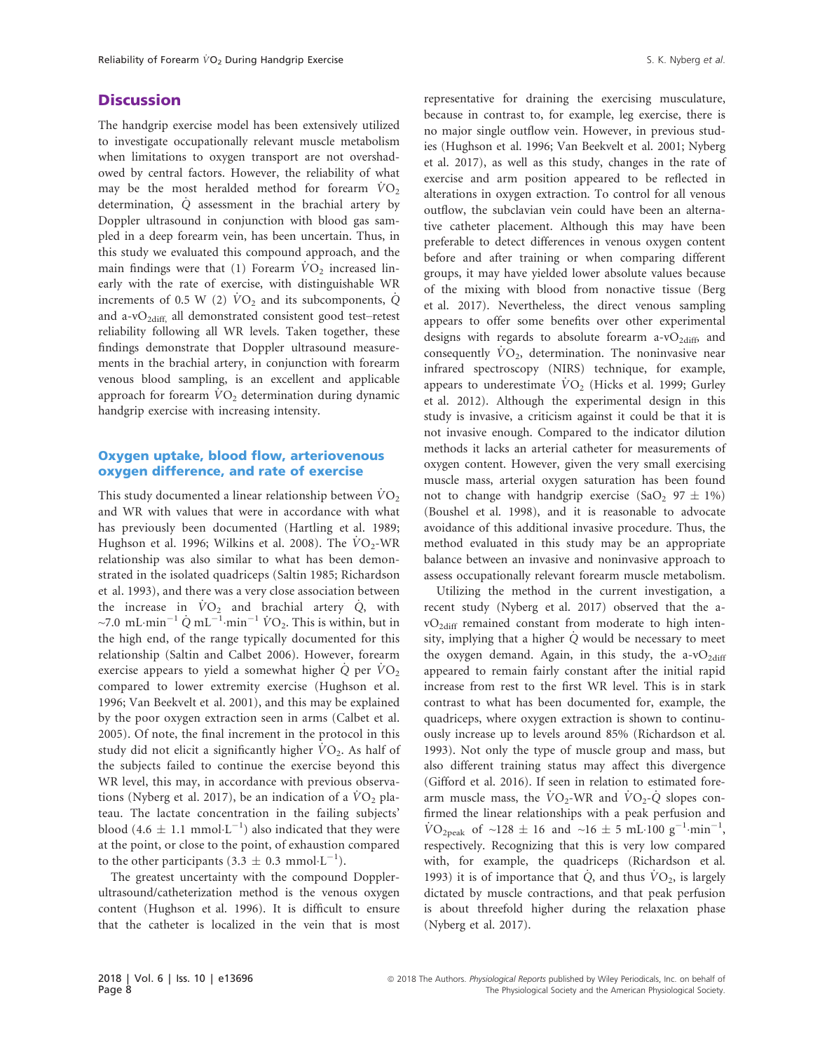## Discussion

The handgrip exercise model has been extensively utilized to investigate occupationally relevant muscle metabolism when limitations to oxygen transport are not overshadowed by central factors. However, the reliability of what may be the most heralded method for forearm $\dot{V}O_2$ determination, $\dot{Q}$ assessment in the brachial artery by Doppler ultrasound in conjunction with blood gas sampled in a deep forearm vein, has been uncertain. Thus, in this study we evaluated this compound approach, and the main findings were that (1) Forearm $\dot{V}O_2$ increased linearly with the rate of exercise, with distinguishable WR increments of 0.5 W (2) $\dot{V}O_2$ and its subcomponents, $\dot{Q}$ and a-$vO_{2diff,}$ all demonstrated consistent good test–retest reliability following all WR levels. Taken together, these findings demonstrate that Doppler ultrasound measurements in the brachial artery, in conjunction with forearm venous blood sampling, is an excellent and applicable approach for forearm $\dot{V}O_2$ determination during dynamic handgrip exercise with increasing intensity.

### Oxygen uptake, blood flow, arteriovenous oxygen difference, and rate of exercise

This study documented a linear relationship between $\dot{V}O_2$ and WR with values that were in accordance with what has previously been documented (Hartling et al. 1989; Hughson et al. 1996; Wilkins et al. 2008). The $\dot{V}O_2$-WR relationship was also similar to what has been demonstrated in the isolated quadriceps (Saltin 1985; Richardson et al. 1993), and there was a very close association between the increase in $\dot{V}O_2$ and brachial artery $\dot{Q}$, with ~7.0 mL·min$^{-1}$ $\dot{Q}$ mL$^{-1}$·min$^{-1}$ $\dot{V}O_2$. This is within, but in the high end, of the range typically documented for this relationship (Saltin and Calbet 2006). However, forearm exercise appears to yield a somewhat higher $\dot{Q}$ per $\dot{V}O_2$ compared to lower extremity exercise (Hughson et al. 1996; Van Beekvelt et al. 2001), and this may be explained by the poor oxygen extraction seen in arms (Calbet et al. 2005). Of note, the final increment in the protocol in this study did not elicit a significantly higher $\dot{V}O_2$. As half of the subjects failed to continue the exercise beyond this WR level, this may, in accordance with previous observations (Nyberg et al. 2017), be an indication of a $\dot{V}O_2$ plateau. The lactate concentration in the failing subjects' blood (4.6 ± 1.1 mmol·L$^{-1}$) also indicated that they were at the point, or close to the point, of exhaustion compared to the other participants (3.3 ± 0.3 mmol·L$^{-1}$).

The greatest uncertainty with the compound Doppler-ultrasound/catheterization method is the venous oxygen content (Hughson et al. 1996). It is difficult to ensure that the catheter is localized in the vein that is most representative for draining the exercising musculature, because in contrast to, for example, leg exercise, there is no major single outflow vein. However, in previous studies (Hughson et al. 1996; Van Beekvelt et al. 2001; Nyberg et al. 2017), as well as this study, changes in the rate of exercise and arm position appeared to be reflected in alterations in oxygen extraction. To control for all venous outflow, the subclavian vein could have been an alternative catheter placement. Although this may have been preferable to detect differences in venous oxygen content before and after training or when comparing different groups, it may have yielded lower absolute values because of the mixing with blood from nonactive tissue (Berg et al. 2017). Nevertheless, the direct venous sampling appears to offer some benefits over other experimental designs with regards to absolute forearm a-$vO_{2diff}$, and consequently $\dot{V}O_2$, determination. The noninvasive near infrared spectroscopy (NIRS) technique, for example, appears to underestimate $\dot{V}O_2$ (Hicks et al. 1999; Gurley et al. 2012). Although the experimental design in this study is invasive, a criticism against it could be that it is not invasive enough. Compared to the indicator dilution methods it lacks an arterial catheter for measurements of oxygen content. However, given the very small exercising muscle mass, arterial oxygen saturation has been found not to change with handgrip exercise ($SaO_2$ 97 ± 1%) (Boushel et al. 1998), and it is reasonable to advocate avoidance of this additional invasive procedure. Thus, the method evaluated in this study may be an appropriate balance between an invasive and noninvasive approach to assess occupationally relevant forearm muscle metabolism.

Utilizing the method in the current investigation, a recent study (Nyberg et al. 2017) observed that the a-$vO_{2diff}$ remained constant from moderate to high intensity, implying that a higher $\dot{Q}$ would be necessary to meet the oxygen demand. Again, in this study, the a-$vO_{2diff}$ appeared to remain fairly constant after the initial rapid increase from rest to the first WR level. This is in stark contrast to what has been documented for, example, the quadriceps, where oxygen extraction is shown to continuously increase up to levels around 85% (Richardson et al. 1993). Not only the type of muscle group and mass, but also different training status may affect this divergence (Gifford et al. 2016). If seen in relation to estimated forearm muscle mass, the $\dot{V}O_2$-WR and $\dot{V}O_2$-$\dot{Q}$ slopes confirmed the linear relationships with a peak perfusion and $\dot{V}O_{2peak}$ of ~128 ± 16 and ~16 ± 5 mL·100 g$^{-1}$·min$^{-1}$, respectively. Recognizing that this is very low compared with, for example, the quadriceps (Richardson et al. 1993) it is of importance that $\dot{Q}$, and thus $\dot{V}O_2$, is largely dictated by muscle contractions, and that peak perfusion is about threefold higher during the relaxation phase (Nyberg et al. 2017).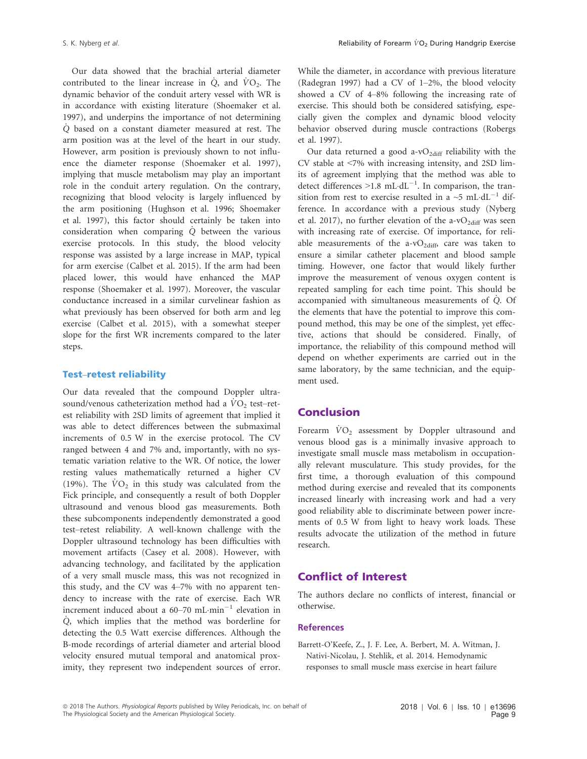Our data showed that the brachial arterial diameter contributed to the linear increase in $\dot{Q}$, and $\dot{V}O_2$. The dynamic behavior of the conduit artery vessel with WR is in accordance with existing literature (Shoemaker et al. 1997), and underpins the importance of not determining $\dot{Q}$ based on a constant diameter measured at rest. The arm position was at the level of the heart in our study. However, arm position is previously shown to not influence the diameter response (Shoemaker et al. 1997), implying that muscle metabolism may play an important role in the conduit artery regulation. On the contrary, recognizing that blood velocity is largely influenced by the arm positioning (Hughson et al. 1996; Shoemaker et al. 1997), this factor should certainly be taken into consideration when comparing $\dot{Q}$ between the various exercise protocols. In this study, the blood velocity response was assisted by a large increase in MAP, typical for arm exercise (Calbet et al. 2015). If the arm had been placed lower, this would have enhanced the MAP response (Shoemaker et al. 1997). Moreover, the vascular conductance increased in a similar curvelinear fashion as what previously has been observed for both arm and leg exercise (Calbet et al. 2015), with a somewhat steeper slope for the first WR increments compared to the later steps.

### Test–retest reliability

Our data revealed that the compound Doppler ultrasound/venous catheterization method had a $\dot{V}O_2$ test–retest reliability with 2SD limits of agreement that implied it was able to detect differences between the submaximal increments of 0.5 W in the exercise protocol. The CV ranged between 4 and 7% and, importantly, with no systematic variation relative to the WR. Of notice, the lower resting values mathematically returned a higher CV (19%). The $\dot{V}O_2$ in this study was calculated from the Fick principle, and consequently a result of both Doppler ultrasound and venous blood gas measurements. Both these subcomponents independently demonstrated a good test–retest reliability. A well-known challenge with the Doppler ultrasound technology has been difficulties with movement artifacts (Casey et al. 2008). However, with advancing technology, and facilitated by the application of a very small muscle mass, this was not recognized in this study, and the CV was 4–7% with no apparent tendency to increase with the rate of exercise. Each WR increment induced about a 60–70 mL·min$^{-1}$ elevation in $\dot{Q}$, which implies that the method was borderline for detecting the 0.5 Watt exercise differences. Although the B-mode recordings of arterial diameter and arterial blood velocity ensured mutual temporal and anatomical proximity, they represent two independent sources of error. While the diameter, in accordance with previous literature (Radegran 1997) had a CV of 1–2%, the blood velocity showed a CV of 4–8% following the increasing rate of exercise. This should both be considered satisfying, especially given the complex and dynamic blood velocity behavior observed during muscle contractions (Robergs et al. 1997).

Our data returned a good a-v$O_{2diff}$ reliability with the CV stable at <7% with increasing intensity, and 2SD limits of agreement implying that the method was able to detect differences >1.8 mL·dL$^{-1}$. In comparison, the transition from rest to exercise resulted in a ~5 mL·dL$^{-1}$ difference. In accordance with a previous study (Nyberg et al. 2017), no further elevation of the a-v$O_{2diff}$ was seen with increasing rate of exercise. Of importance, for reliable measurements of the a-v$O_{2diff}$, care was taken to ensure a similar catheter placement and blood sample timing. However, one factor that would likely further improve the measurement of venous oxygen content is repeated sampling for each time point. This should be accompanied with simultaneous measurements of $\dot{Q}$. Of the elements that have the potential to improve this compound method, this may be one of the simplest, yet effective, actions that should be considered. Finally, of importance, the reliability of this compound method will depend on whether experiments are carried out in the same laboratory, by the same technician, and the equipment used.

## Conclusion

Forearm $\dot{V}O_2$ assessment by Doppler ultrasound and venous blood gas is a minimally invasive approach to investigate small muscle mass metabolism in occupationally relevant musculature. This study provides, for the first time, a thorough evaluation of this compound method during exercise and revealed that its components increased linearly with increasing work and had a very good reliability able to discriminate between power increments of 0.5 W from light to heavy work loads. These results advocate the utilization of the method in future research.

## Conflict of Interest

The authors declare no conflicts of interest, financial or otherwise.

### References

Barrett-O'Keefe, Z., J. F. Lee, A. Berbert, M. A. Witman, J. Nativi-Nicolau, J. Stehlik, et al. 2014. Hemodynamic responses to small muscle mass exercise in heart failure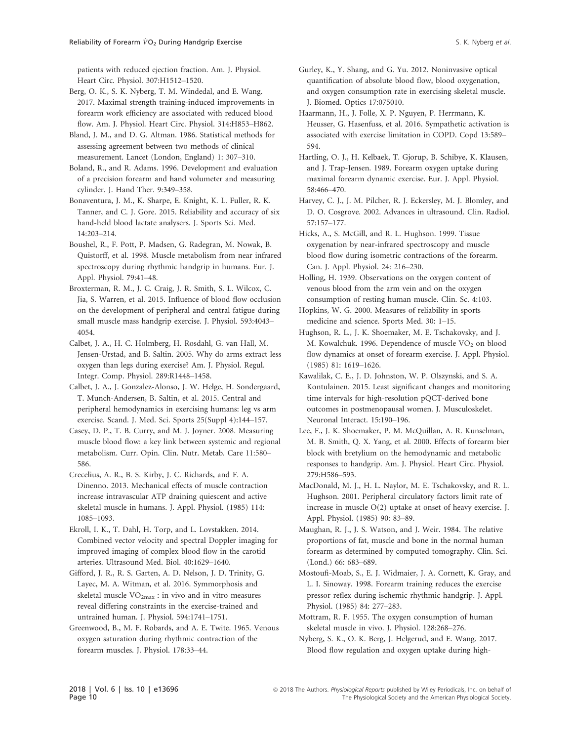patients with reduced ejection fraction. Am. J. Physiol. Heart Circ. Physiol. 307:H1512–1520.

Berg, O. K., S. K. Nyberg, T. M. Windedal, and E. Wang. 2017. Maximal strength training-induced improvements in forearm work efficiency are associated with reduced blood flow. Am. J. Physiol. Heart Circ. Physiol. 314:H853–H862.

Bland, J. M., and D. G. Altman. 1986. Statistical methods for assessing agreement between two methods of clinical measurement. Lancet (London, England) 1: 307–310.

Boland, R., and R. Adams. 1996. Development and evaluation of a precision forearm and hand volumeter and measuring cylinder. J. Hand Ther. 9:349–358.

Bonaventura, J. M., K. Sharpe, E. Knight, K. L. Fuller, R. K. Tanner, and C. J. Gore. 2015. Reliability and accuracy of six hand-held blood lactate analysers. J. Sports Sci. Med. 14:203–214.

Boushel, R., F. Pott, P. Madsen, G. Radegran, M. Nowak, B. Quistorff, et al. 1998. Muscle metabolism from near infrared spectroscopy during rhythmic handgrip in humans. Eur. J. Appl. Physiol. 79:41–48.

Broxterman, R. M., J. C. Craig, J. R. Smith, S. L. Wilcox, C. Jia, S. Warren, et al. 2015. Influence of blood flow occlusion on the development of peripheral and central fatigue during small muscle mass handgrip exercise. J. Physiol. 593:4043–4054.

Calbet, J. A., H. C. Holmberg, H. Rosdahl, G. van Hall, M. Jensen-Urstad, and B. Saltin. 2005. Why do arms extract less oxygen than legs during exercise? Am. J. Physiol. Regul. Integr. Comp. Physiol. 289:R1448–1458.

Calbet, J. A., J. Gonzalez-Alonso, J. W. Helge, H. Sondergaard, T. Munch-Andersen, B. Saltin, et al. 2015. Central and peripheral hemodynamics in exercising humans: leg vs arm exercise. Scand. J. Med. Sci. Sports 25(Suppl 4):144–157.

Casey, D. P., T. B. Curry, and M. J. Joyner. 2008. Measuring muscle blood flow: a key link between systemic and regional metabolism. Curr. Opin. Clin. Nutr. Metab. Care 11:580–586.

Crecelius, A. R., B. S. Kirby, J. C. Richards, and F. A. Dinenno. 2013. Mechanical effects of muscle contraction increase intravascular ATP draining quiescent and active skeletal muscle in humans. J. Appl. Physiol. (1985) 114: 1085–1093.

Ekroll, I. K., T. Dahl, H. Torp, and L. Lovstakken. 2014. Combined vector velocity and spectral Doppler imaging for improved imaging of complex blood flow in the carotid arteries. Ultrasound Med. Biol. 40:1629–1640.

Gifford, J. R., R. S. Garten, A. D. Nelson, J. D. Trinity, G. Layec, M. A. Witman, et al. 2016. Symmorphosis and skeletal muscle $VO_{2max}$ : in vivo and in vitro measures reveal differing constraints in the exercise-trained and untrained human. J. Physiol. 594:1741–1751.

Greenwood, B., M. F. Robards, and A. E. Twite. 1965. Venous oxygen saturation during rhythmic contraction of the forearm muscles. J. Physiol. 178:33–44.

Gurley, K., Y. Shang, and G. Yu. 2012. Noninvasive optical quantification of absolute blood flow, blood oxygenation, and oxygen consumption rate in exercising skeletal muscle. J. Biomed. Optics 17:075010.

Haarmann, H., J. Folle, X. P. Nguyen, P. Herrmann, K. Heusser, G. Hasenfuss, et al. 2016. Sympathetic activation is associated with exercise limitation in COPD. Copd 13:589–594.

Hartling, O. J., H. Kelbaek, T. Gjorup, B. Schibye, K. Klausen, and J. Trap-Jensen. 1989. Forearm oxygen uptake during maximal forearm dynamic exercise. Eur. J. Appl. Physiol. 58:466–470.

Harvey, C. J., J. M. Pilcher, R. J. Eckersley, M. J. Blomley, and D. O. Cosgrove. 2002. Advances in ultrasound. Clin. Radiol. 57:157–177.

Hicks, A., S. McGill, and R. L. Hughson. 1999. Tissue oxygenation by near-infrared spectroscopy and muscle blood flow during isometric contractions of the forearm. Can. J. Appl. Physiol. 24: 216–230.

Holling, H. 1939. Observations on the oxygen content of venous blood from the arm vein and on the oxygen consumption of resting human muscle. Clin. Sc. 4:103.

Hopkins, W. G. 2000. Measures of reliability in sports medicine and science. Sports Med. 30: 1–15.

Hughson, R. L., J. K. Shoemaker, M. E. Tschakovsky, and J. M. Kowalchuk. 1996. Dependence of muscle $VO_2$ on blood flow dynamics at onset of forearm exercise. J. Appl. Physiol. (1985) 81: 1619–1626.

Kawalilak, C. E., J. D. Johnston, W. P. Olszynski, and S. A. Kontulainen. 2015. Least significant changes and monitoring time intervals for high-resolution pQCT-derived bone outcomes in postmenopausal women. J. Musculoskelet. Neuronal Interact. 15:190–196.

Lee, F., J. K. Shoemaker, P. M. McQuillan, A. R. Kunselman, M. B. Smith, Q. X. Yang, et al. 2000. Effects of forearm bier block with bretylium on the hemodynamic and metabolic responses to handgrip. Am. J. Physiol. Heart Circ. Physiol. 279:H586–593.

MacDonald, M. J., H. L. Naylor, M. E. Tschakovsky, and R. L. Hughson. 2001. Peripheral circulatory factors limit rate of increase in muscle O(2) uptake at onset of heavy exercise. J. Appl. Physiol. (1985) 90: 83–89.

Maughan, R. J., J. S. Watson, and J. Weir. 1984. The relative proportions of fat, muscle and bone in the normal human forearm as determined by computed tomography. Clin. Sci. (Lond.) 66: 683–689.

Mostoufi-Moab, S., E. J. Widmaier, J. A. Cornett, K. Gray, and L. I. Sinoway. 1998. Forearm training reduces the exercise pressor reflex during ischemic rhythmic handgrip. J. Appl. Physiol. (1985) 84: 277–283.

Mottram, R. F. 1955. The oxygen consumption of human skeletal muscle in vivo. J. Physiol. 128:268–276.

Nyberg, S. K., O. K. Berg, J. Helgerud, and E. Wang. 2017. Blood flow regulation and oxygen uptake during high-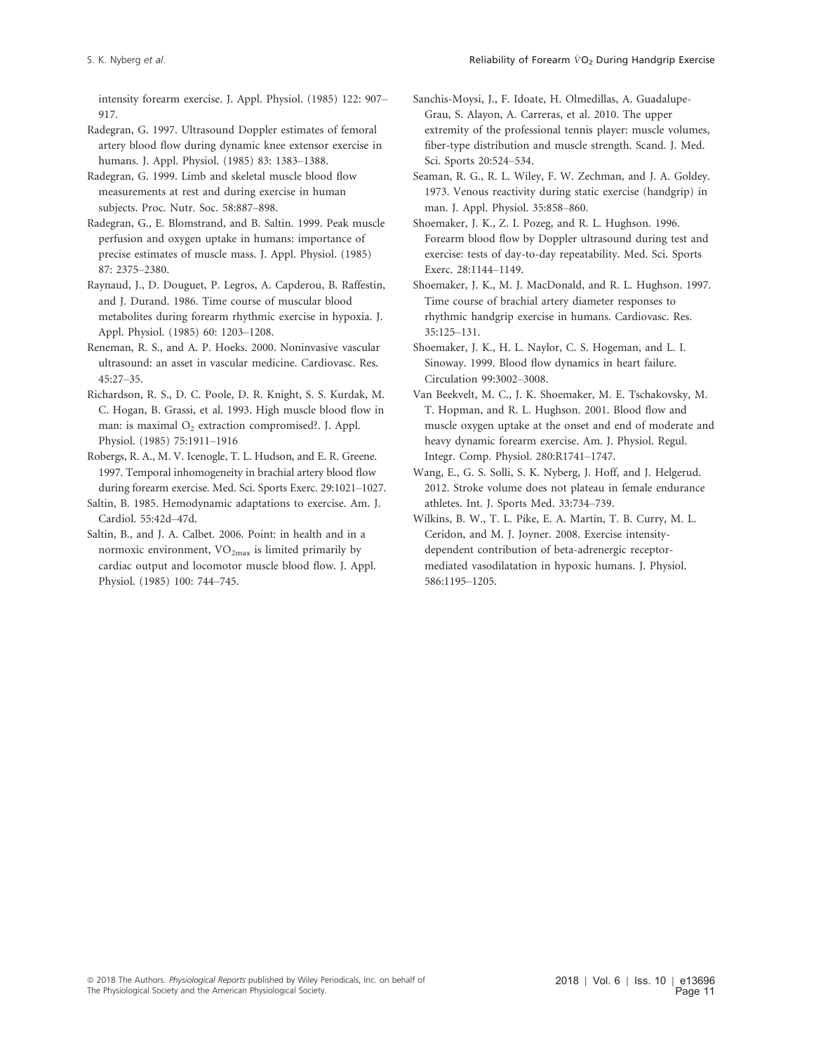intensity forearm exercise. J. Appl. Physiol. (1985) 122: 907–917.

Radegran, G. 1997. Ultrasound Doppler estimates of femoral artery blood flow during dynamic knee extensor exercise in humans. J. Appl. Physiol. (1985) 83: 1383–1388.

Radegran, G. 1999. Limb and skeletal muscle blood flow measurements at rest and during exercise in human subjects. Proc. Nutr. Soc. 58:887–898.

Radegran, G., E. Blomstrand, and B. Saltin. 1999. Peak muscle perfusion and oxygen uptake in humans: importance of precise estimates of muscle mass. J. Appl. Physiol. (1985) 87: 2375–2380.

Raynaud, J., D. Douguet, P. Legros, A. Capderou, B. Raffestin, and J. Durand. 1986. Time course of muscular blood metabolites during forearm rhythmic exercise in hypoxia. J. Appl. Physiol. (1985) 60: 1203–1208.

Reneman, R. S., and A. P. Hoeks. 2000. Noninvasive vascular ultrasound: an asset in vascular medicine. Cardiovasc. Res. 45:27–35.

Richardson, R. S., D. C. Poole, D. R. Knight, S. S. Kurdak, M. C. Hogan, B. Grassi, et al. 1993. High muscle blood flow in man: is maximal $O_2$ extraction compromised?. J. Appl. Physiol. (1985) 75:1911–1916

Robergs, R. A., M. V. Icenogle, T. L. Hudson, and E. R. Greene. 1997. Temporal inhomogeneity in brachial artery blood flow during forearm exercise. Med. Sci. Sports Exerc. 29:1021–1027.

Saltin, B. 1985. Hemodynamic adaptations to exercise. Am. J. Cardiol. 55:42d–47d.

Saltin, B., and J. A. Calbet. 2006. Point: in health and in a normoxic environment, $VO_{2max}$ is limited primarily by cardiac output and locomotor muscle blood flow. J. Appl. Physiol. (1985) 100: 744–745.

Sanchis-Moysi, J., F. Idoate, H. Olmedillas, A. Guadalupe-Grau, S. Alayon, A. Carreras, et al. 2010. The upper extremity of the professional tennis player: muscle volumes, fiber-type distribution and muscle strength. Scand. J. Med. Sci. Sports 20:524–534.

Seaman, R. G., R. L. Wiley, F. W. Zechman, and J. A. Goldey. 1973. Venous reactivity during static exercise (handgrip) in man. J. Appl. Physiol. 35:858–860.

Shoemaker, J. K., Z. I. Pozeg, and R. L. Hughson. 1996. Forearm blood flow by Doppler ultrasound during test and exercise: tests of day-to-day repeatability. Med. Sci. Sports Exerc. 28:1144–1149.

Shoemaker, J. K., M. J. MacDonald, and R. L. Hughson. 1997. Time course of brachial artery diameter responses to rhythmic handgrip exercise in humans. Cardiovasc. Res. 35:125–131.

Shoemaker, J. K., H. L. Naylor, C. S. Hogeman, and L. I. Sinoway. 1999. Blood flow dynamics in heart failure. Circulation 99:3002–3008.

Van Beekvelt, M. C., J. K. Shoemaker, M. E. Tschakovsky, M. T. Hopman, and R. L. Hughson. 2001. Blood flow and muscle oxygen uptake at the onset and end of moderate and heavy dynamic forearm exercise. Am. J. Physiol. Regul. Integr. Comp. Physiol. 280:R1741–1747.

Wang, E., G. S. Solli, S. K. Nyberg, J. Hoff, and J. Helgerud. 2012. Stroke volume does not plateau in female endurance athletes. Int. J. Sports Med. 33:734–739.

Wilkins, B. W., T. L. Pike, E. A. Martin, T. B. Curry, M. L. Ceridon, and M. J. Joyner. 2008. Exercise intensity-dependent contribution of beta-adrenergic receptor-mediated vasodilatation in hypoxic humans. J. Physiol. 586:1195–1205.